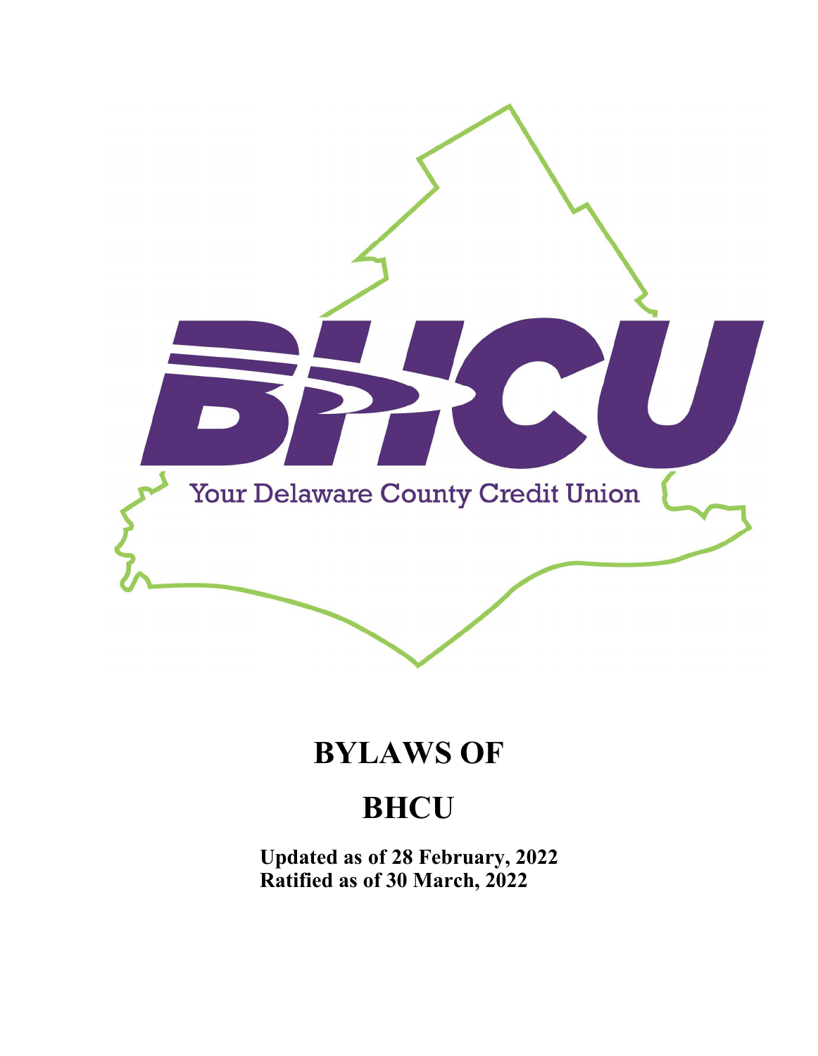BHCU

Your Delaware County Credit Union

# BYLAWS OF

# BHCU

**Updated as of 28 February, 2022**
**Ratified as of 30 March, 2022**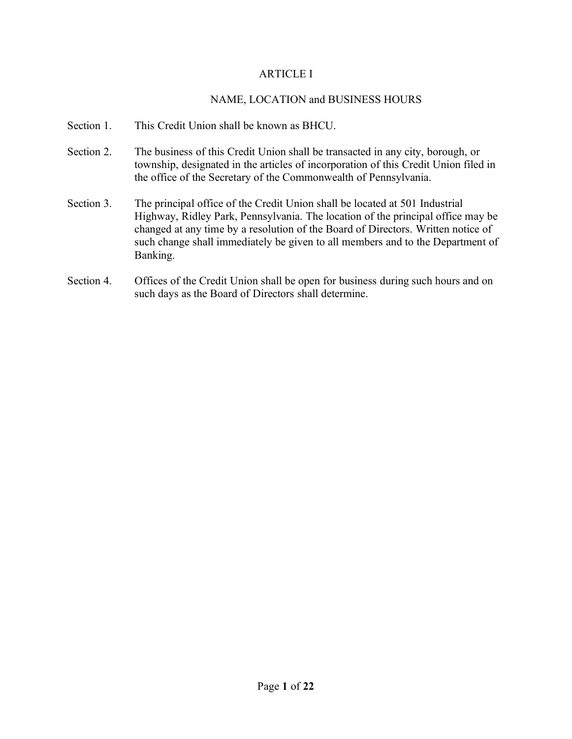# ARTICLE I

## NAME, LOCATION and BUSINESS HOURS

Section 1. This Credit Union shall be known as BHCU.

Section 2. The business of this Credit Union shall be transacted in any city, borough, or township, designated in the articles of incorporation of this Credit Union filed in the office of the Secretary of the Commonwealth of Pennsylvania.

Section 3. The principal office of the Credit Union shall be located at 501 Industrial Highway, Ridley Park, Pennsylvania. The location of the principal office may be changed at any time by a resolution of the Board of Directors. Written notice of such change shall immediately be given to all members and to the Department of Banking.

Section 4. Offices of the Credit Union shall be open for business during such hours and on such days as the Board of Directors shall determine.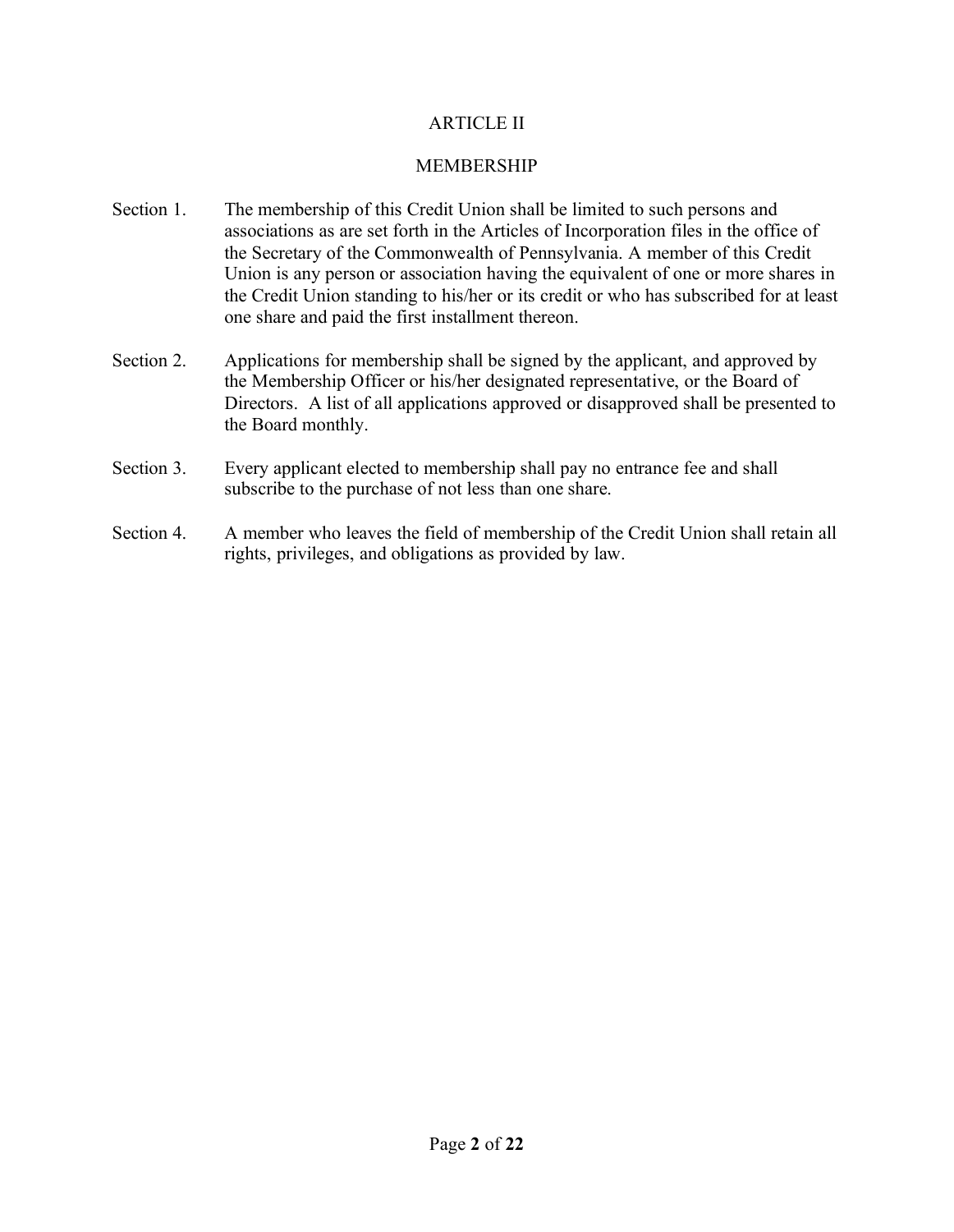## ARTICLE II

## MEMBERSHIP

Section 1. The membership of this Credit Union shall be limited to such persons and associations as are set forth in the Articles of Incorporation files in the office of the Secretary of the Commonwealth of Pennsylvania. A member of this Credit Union is any person or association having the equivalent of one or more shares in the Credit Union standing to his/her or its credit or who has subscribed for at least one share and paid the first installment thereon.

Section 2. Applications for membership shall be signed by the applicant, and approved by the Membership Officer or his/her designated representative, or the Board of Directors. A list of all applications approved or disapproved shall be presented to the Board monthly.

Section 3. Every applicant elected to membership shall pay no entrance fee and shall subscribe to the purchase of not less than one share.

Section 4. A member who leaves the field of membership of the Credit Union shall retain all rights, privileges, and obligations as provided by law.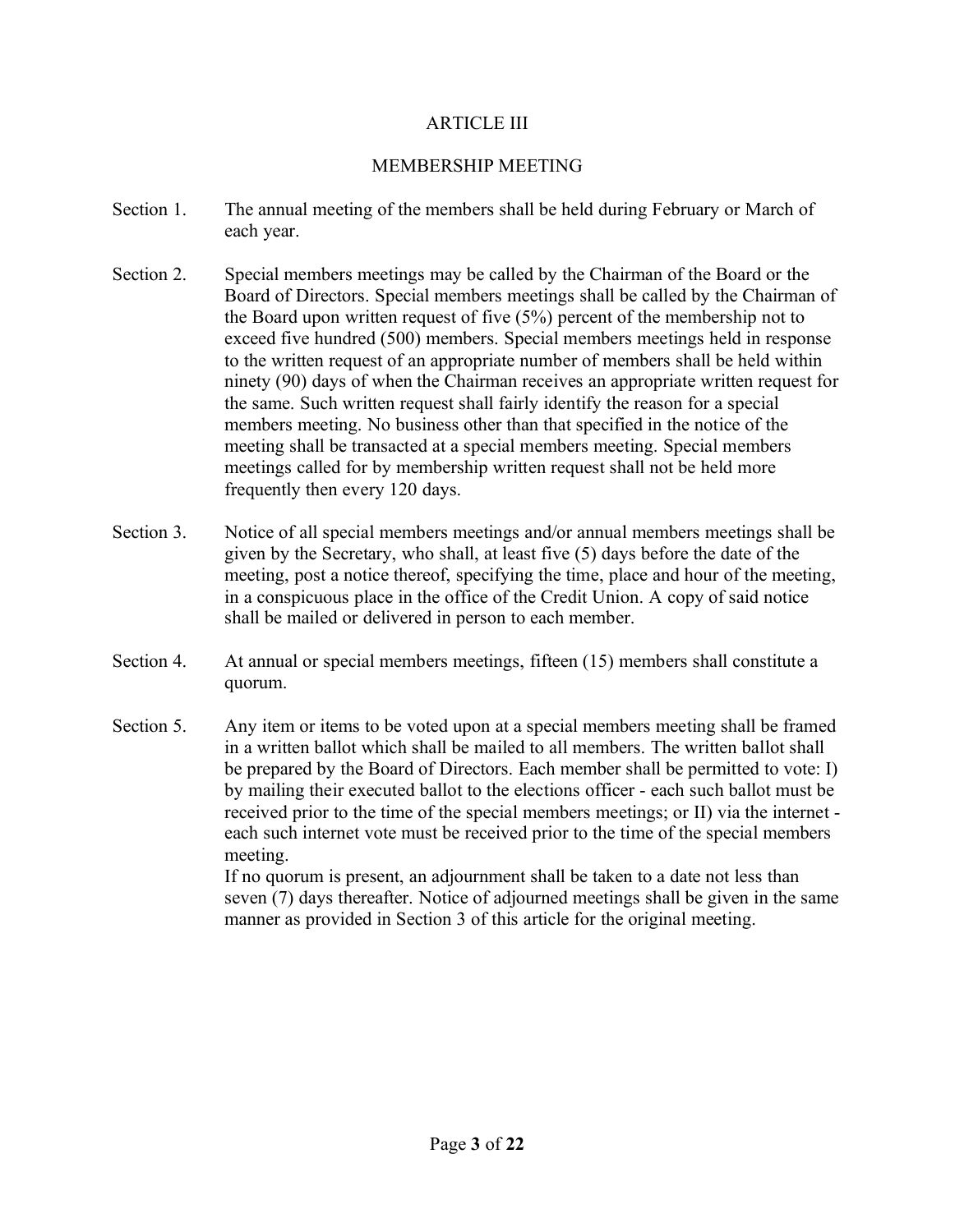# ARTICLE III

## MEMBERSHIP MEETING

Section 1. The annual meeting of the members shall be held during February or March of each year.

Section 2. Special members meetings may be called by the Chairman of the Board or the Board of Directors. Special members meetings shall be called by the Chairman of the Board upon written request of five (5%) percent of the membership not to exceed five hundred (500) members. Special members meetings held in response to the written request of an appropriate number of members shall be held within ninety (90) days of when the Chairman receives an appropriate written request for the same. Such written request shall fairly identify the reason for a special members meeting. No business other than that specified in the notice of the meeting shall be transacted at a special members meeting. Special members meetings called for by membership written request shall not be held more frequently then every 120 days.

Section 3. Notice of all special members meetings and/or annual members meetings shall be given by the Secretary, who shall, at least five (5) days before the date of the meeting, post a notice thereof, specifying the time, place and hour of the meeting, in a conspicuous place in the office of the Credit Union. A copy of said notice shall be mailed or delivered in person to each member.

Section 4. At annual or special members meetings, fifteen (15) members shall constitute a quorum.

Section 5. Any item or items to be voted upon at a special members meeting shall be framed in a written ballot which shall be mailed to all members. The written ballot shall be prepared by the Board of Directors. Each member shall be permitted to vote: I) by mailing their executed ballot to the elections officer - each such ballot must be received prior to the time of the special members meetings; or II) via the internet - each such internet vote must be received prior to the time of the special members meeting.

If no quorum is present, an adjournment shall be taken to a date not less than seven (7) days thereafter. Notice of adjourned meetings shall be given in the same manner as provided in Section 3 of this article for the original meeting.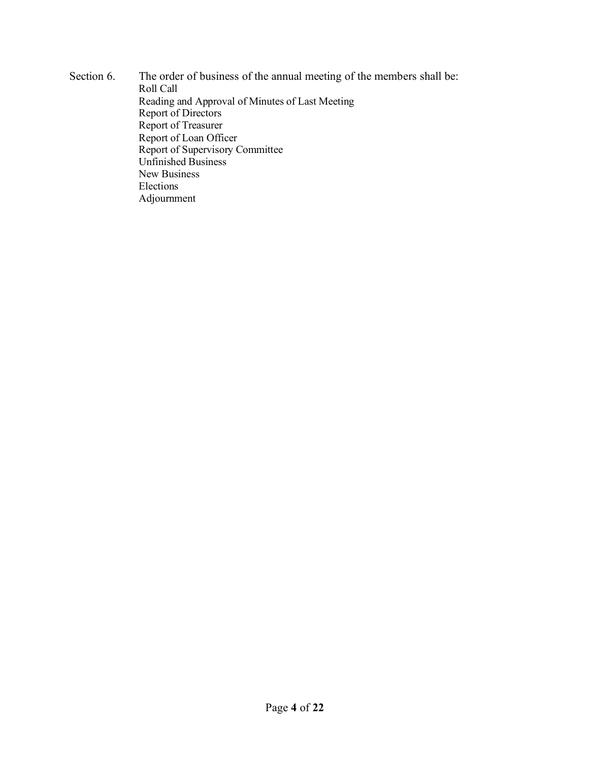Section 6. The order of business of the annual meeting of the members shall be:

Roll Call  
Reading and Approval of Minutes of Last Meeting  
Report of Directors  
Report of Treasurer  
Report of Loan Officer  
Report of Supervisory Committee  
Unfinished Business  
New Business  
Elections  
Adjournment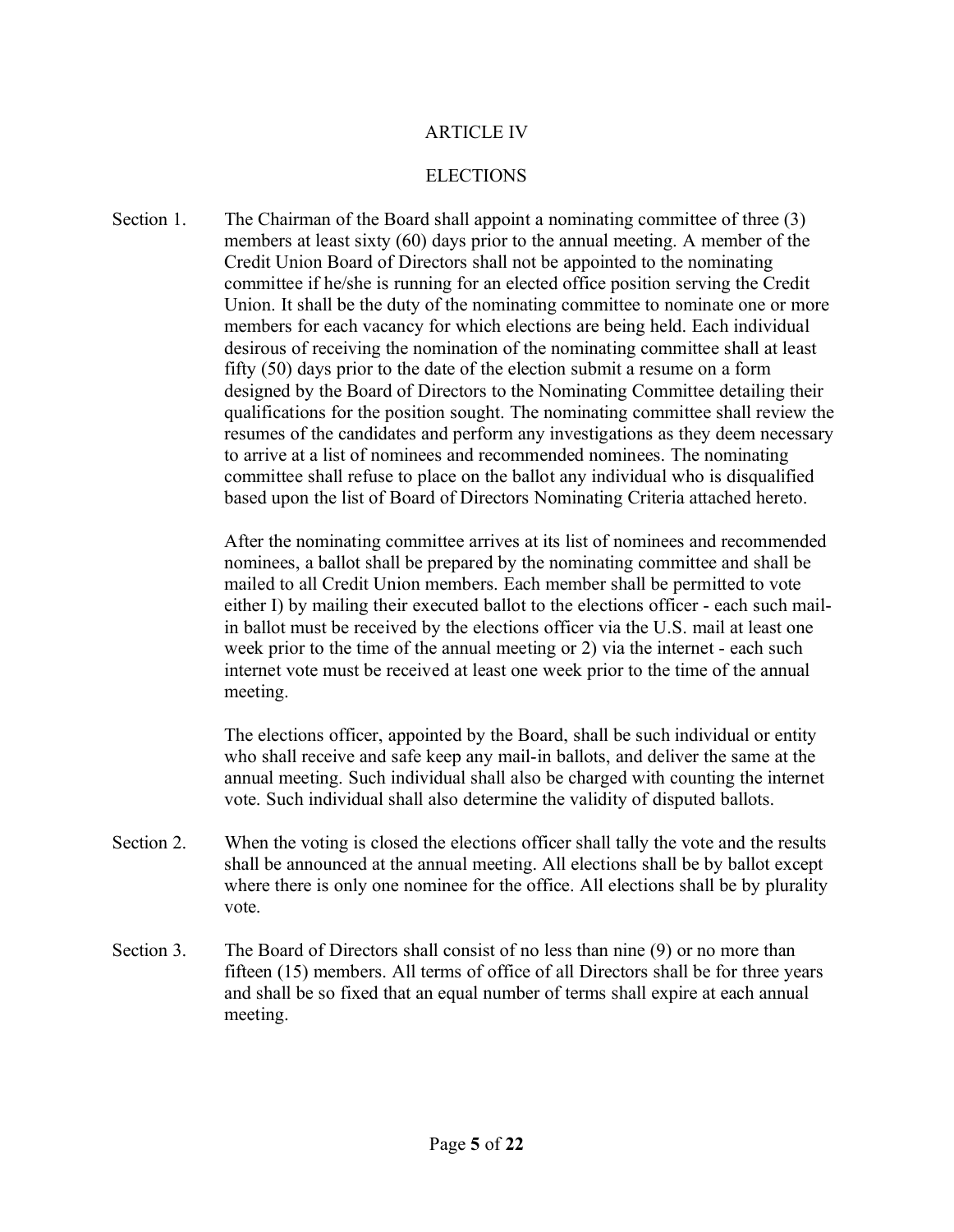# ARTICLE IV

## ELECTIONS

Section 1. The Chairman of the Board shall appoint a nominating committee of three (3) members at least sixty (60) days prior to the annual meeting. A member of the Credit Union Board of Directors shall not be appointed to the nominating committee if he/she is running for an elected office position serving the Credit Union. It shall be the duty of the nominating committee to nominate one or more members for each vacancy for which elections are being held. Each individual desirous of receiving the nomination of the nominating committee shall at least fifty (50) days prior to the date of the election submit a resume on a form designed by the Board of Directors to the Nominating Committee detailing their qualifications for the position sought. The nominating committee shall review the resumes of the candidates and perform any investigations as they deem necessary to arrive at a list of nominees and recommended nominees. The nominating committee shall refuse to place on the ballot any individual who is disqualified based upon the list of Board of Directors Nominating Criteria attached hereto.

After the nominating committee arrives at its list of nominees and recommended nominees, a ballot shall be prepared by the nominating committee and shall be mailed to all Credit Union members. Each member shall be permitted to vote either I) by mailing their executed ballot to the elections officer - each such mail-in ballot must be received by the elections officer via the U.S. mail at least one week prior to the time of the annual meeting or 2) via the internet - each such internet vote must be received at least one week prior to the time of the annual meeting.

The elections officer, appointed by the Board, shall be such individual or entity who shall receive and safe keep any mail-in ballots, and deliver the same at the annual meeting. Such individual shall also be charged with counting the internet vote. Such individual shall also determine the validity of disputed ballots.

Section 2. When the voting is closed the elections officer shall tally the vote and the results shall be announced at the annual meeting. All elections shall be by ballot except where there is only one nominee for the office. All elections shall be by plurality vote.

Section 3. The Board of Directors shall consist of no less than nine (9) or no more than fifteen (15) members. All terms of office of all Directors shall be for three years and shall be so fixed that an equal number of terms shall expire at each annual meeting.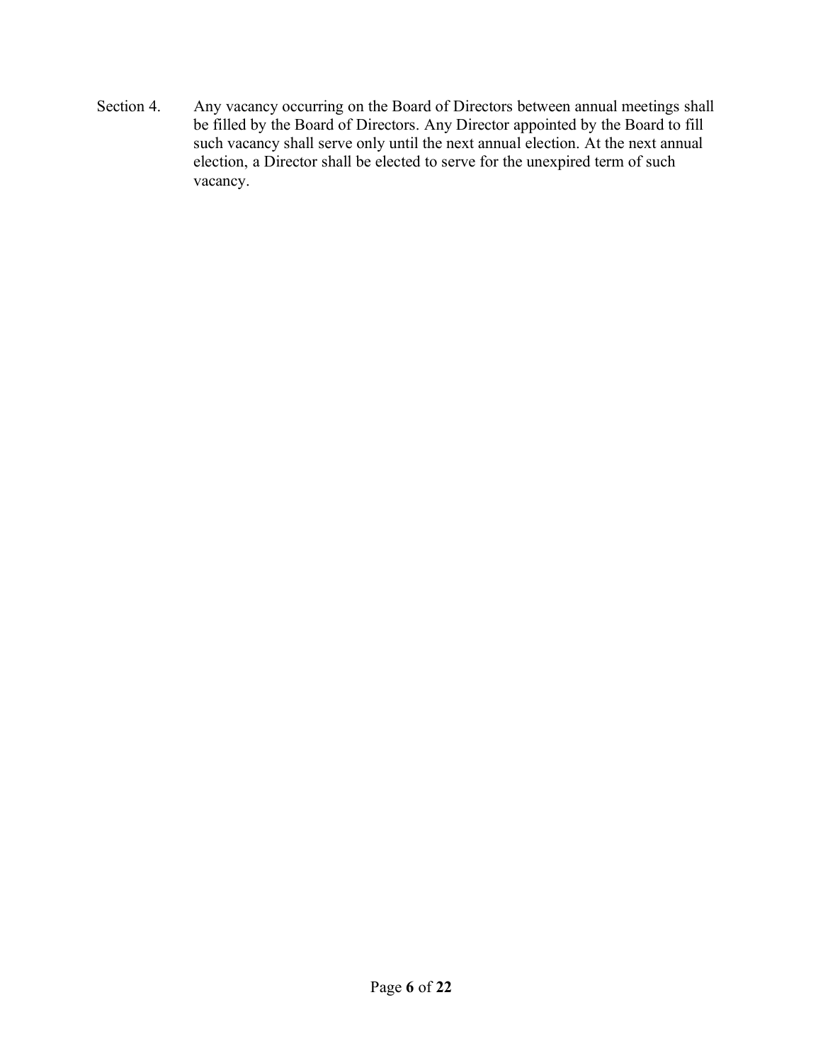Section 4. Any vacancy occurring on the Board of Directors between annual meetings shall be filled by the Board of Directors. Any Director appointed by the Board to fill such vacancy shall serve only until the next annual election. At the next annual election, a Director shall be elected to serve for the unexpired term of such vacancy.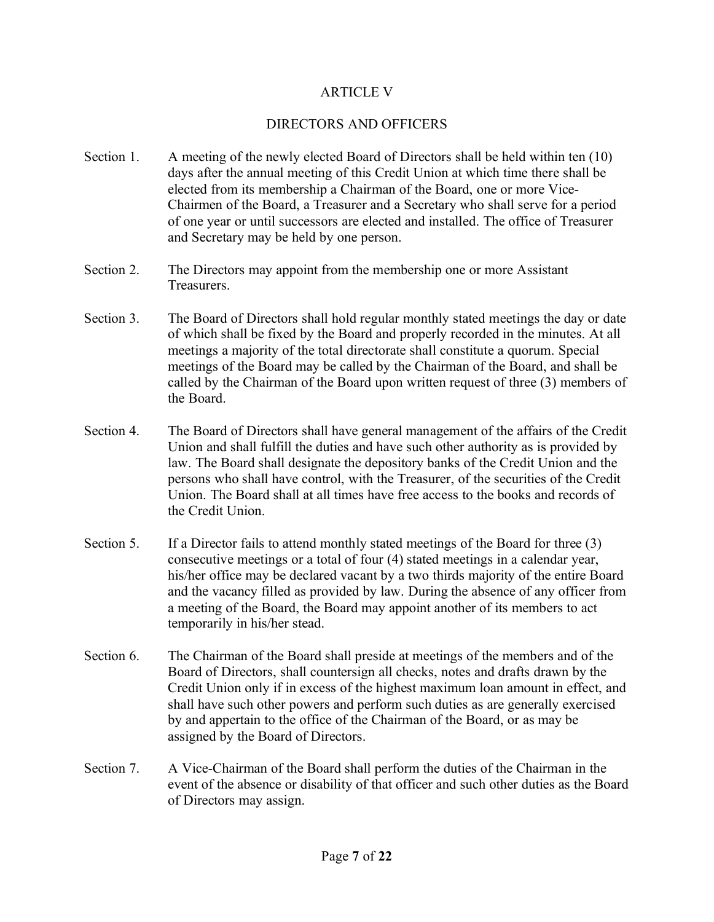# ARTICLE V

## DIRECTORS AND OFFICERS

Section 1. A meeting of the newly elected Board of Directors shall be held within ten (10) days after the annual meeting of this Credit Union at which time there shall be elected from its membership a Chairman of the Board, one or more Vice-Chairmen of the Board, a Treasurer and a Secretary who shall serve for a period of one year or until successors are elected and installed. The office of Treasurer and Secretary may be held by one person.

Section 2. The Directors may appoint from the membership one or more Assistant Treasurers.

Section 3. The Board of Directors shall hold regular monthly stated meetings the day or date of which shall be fixed by the Board and properly recorded in the minutes. At all meetings a majority of the total directorate shall constitute a quorum. Special meetings of the Board may be called by the Chairman of the Board, and shall be called by the Chairman of the Board upon written request of three (3) members of the Board.

Section 4. The Board of Directors shall have general management of the affairs of the Credit Union and shall fulfill the duties and have such other authority as is provided by law. The Board shall designate the depository banks of the Credit Union and the persons who shall have control, with the Treasurer, of the securities of the Credit Union. The Board shall at all times have free access to the books and records of the Credit Union.

Section 5. If a Director fails to attend monthly stated meetings of the Board for three (3) consecutive meetings or a total of four (4) stated meetings in a calendar year, his/her office may be declared vacant by a two thirds majority of the entire Board and the vacancy filled as provided by law. During the absence of any officer from a meeting of the Board, the Board may appoint another of its members to act temporarily in his/her stead.

Section 6. The Chairman of the Board shall preside at meetings of the members and of the Board of Directors, shall countersign all checks, notes and drafts drawn by the Credit Union only if in excess of the highest maximum loan amount in effect, and shall have such other powers and perform such duties as are generally exercised by and appertain to the office of the Chairman of the Board, or as may be assigned by the Board of Directors.

Section 7. A Vice-Chairman of the Board shall perform the duties of the Chairman in the event of the absence or disability of that officer and such other duties as the Board of Directors may assign.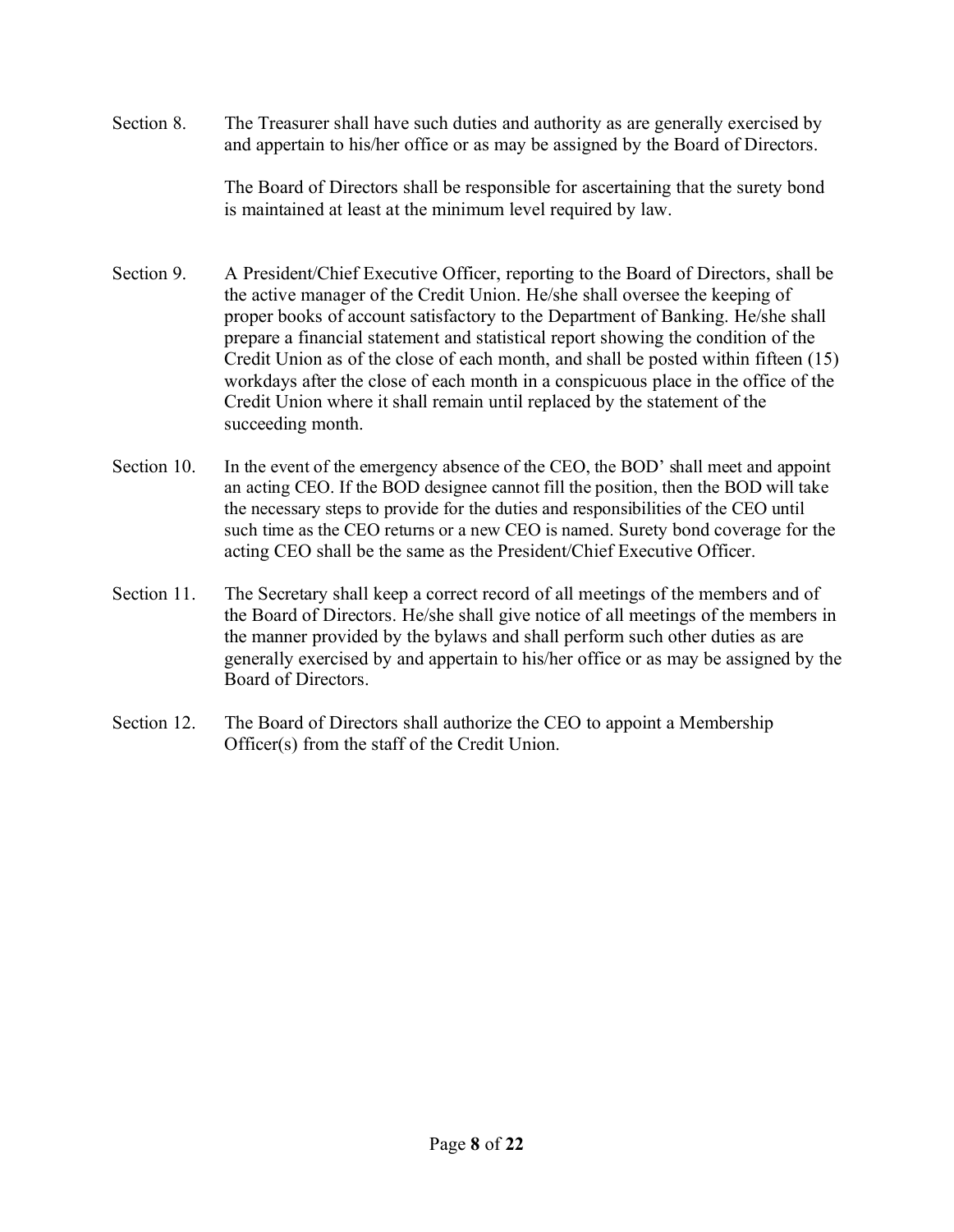Section 8. The Treasurer shall have such duties and authority as are generally exercised by and appertain to his/her office or as may be assigned by the Board of Directors.

The Board of Directors shall be responsible for ascertaining that the surety bond is maintained at least at the minimum level required by law.

Section 9. A President/Chief Executive Officer, reporting to the Board of Directors, shall be the active manager of the Credit Union. He/she shall oversee the keeping of proper books of account satisfactory to the Department of Banking. He/she shall prepare a financial statement and statistical report showing the condition of the Credit Union as of the close of each month, and shall be posted within fifteen (15) workdays after the close of each month in a conspicuous place in the office of the Credit Union where it shall remain until replaced by the statement of the succeeding month.

Section 10. In the event of the emergency absence of the CEO, the BOD' shall meet and appoint an acting CEO. If the BOD designee cannot fill the position, then the BOD will take the necessary steps to provide for the duties and responsibilities of the CEO until such time as the CEO returns or a new CEO is named. Surety bond coverage for the acting CEO shall be the same as the President/Chief Executive Officer.

Section 11. The Secretary shall keep a correct record of all meetings of the members and of the Board of Directors. He/she shall give notice of all meetings of the members in the manner provided by the bylaws and shall perform such other duties as are generally exercised by and appertain to his/her office or as may be assigned by the Board of Directors.

Section 12. The Board of Directors shall authorize the CEO to appoint a Membership Officer(s) from the staff of the Credit Union.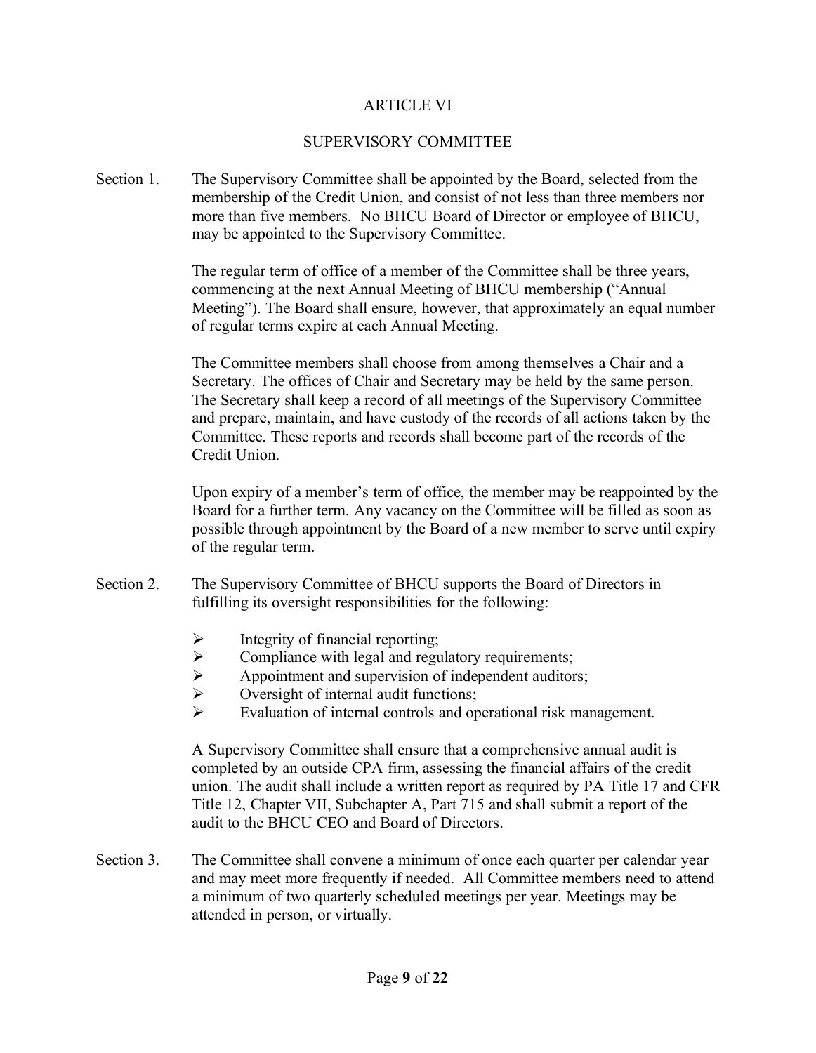# ARTICLE VI

## SUPERVISORY COMMITTEE

Section 1. The Supervisory Committee shall be appointed by the Board, selected from the membership of the Credit Union, and consist of not less than three members nor more than five members. No BHCU Board of Director or employee of BHCU, may be appointed to the Supervisory Committee.

The regular term of office of a member of the Committee shall be three years, commencing at the next Annual Meeting of BHCU membership ("Annual Meeting"). The Board shall ensure, however, that approximately an equal number of regular terms expire at each Annual Meeting.

The Committee members shall choose from among themselves a Chair and a Secretary. The offices of Chair and Secretary may be held by the same person. The Secretary shall keep a record of all meetings of the Supervisory Committee and prepare, maintain, and have custody of the records of all actions taken by the Committee. These reports and records shall become part of the records of the Credit Union.

Upon expiry of a member's term of office, the member may be reappointed by the Board for a further term. Any vacancy on the Committee will be filled as soon as possible through appointment by the Board of a new member to serve until expiry of the regular term.

Section 2. The Supervisory Committee of BHCU supports the Board of Directors in fulfilling its oversight responsibilities for the following:

- Integrity of financial reporting;
- Compliance with legal and regulatory requirements;
- Appointment and supervision of independent auditors;
- Oversight of internal audit functions;
- Evaluation of internal controls and operational risk management.

A Supervisory Committee shall ensure that a comprehensive annual audit is completed by an outside CPA firm, assessing the financial affairs of the credit union. The audit shall include a written report as required by PA Title 17 and CFR Title 12, Chapter VII, Subchapter A, Part 715 and shall submit a report of the audit to the BHCU CEO and Board of Directors.

Section 3. The Committee shall convene a minimum of once each quarter per calendar year and may meet more frequently if needed. All Committee members need to attend a minimum of two quarterly scheduled meetings per year. Meetings may be attended in person, or virtually.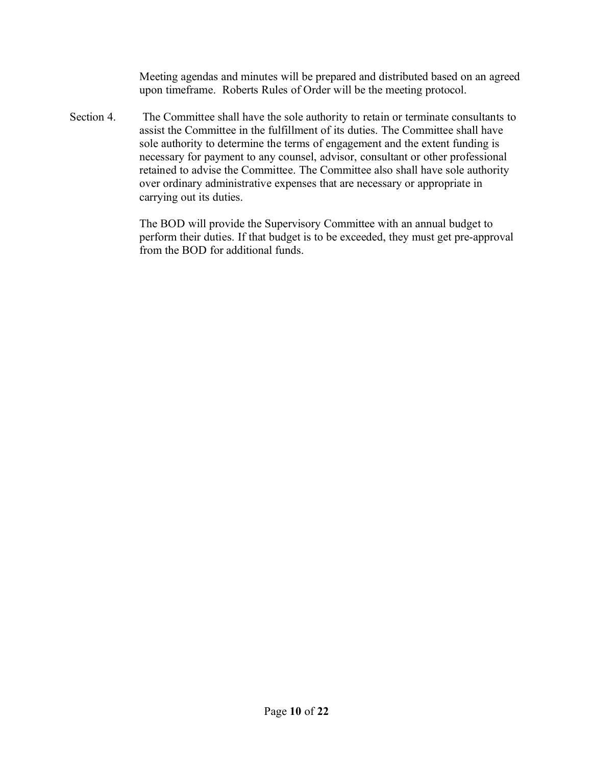Meeting agendas and minutes will be prepared and distributed based on an agreed upon timeframe. Roberts Rules of Order will be the meeting protocol.

Section 4. The Committee shall have the sole authority to retain or terminate consultants to assist the Committee in the fulfillment of its duties. The Committee shall have sole authority to determine the terms of engagement and the extent funding is necessary for payment to any counsel, advisor, consultant or other professional retained to advise the Committee. The Committee also shall have sole authority over ordinary administrative expenses that are necessary or appropriate in carrying out its duties.

The BOD will provide the Supervisory Committee with an annual budget to perform their duties. If that budget is to be exceeded, they must get pre-approval from the BOD for additional funds.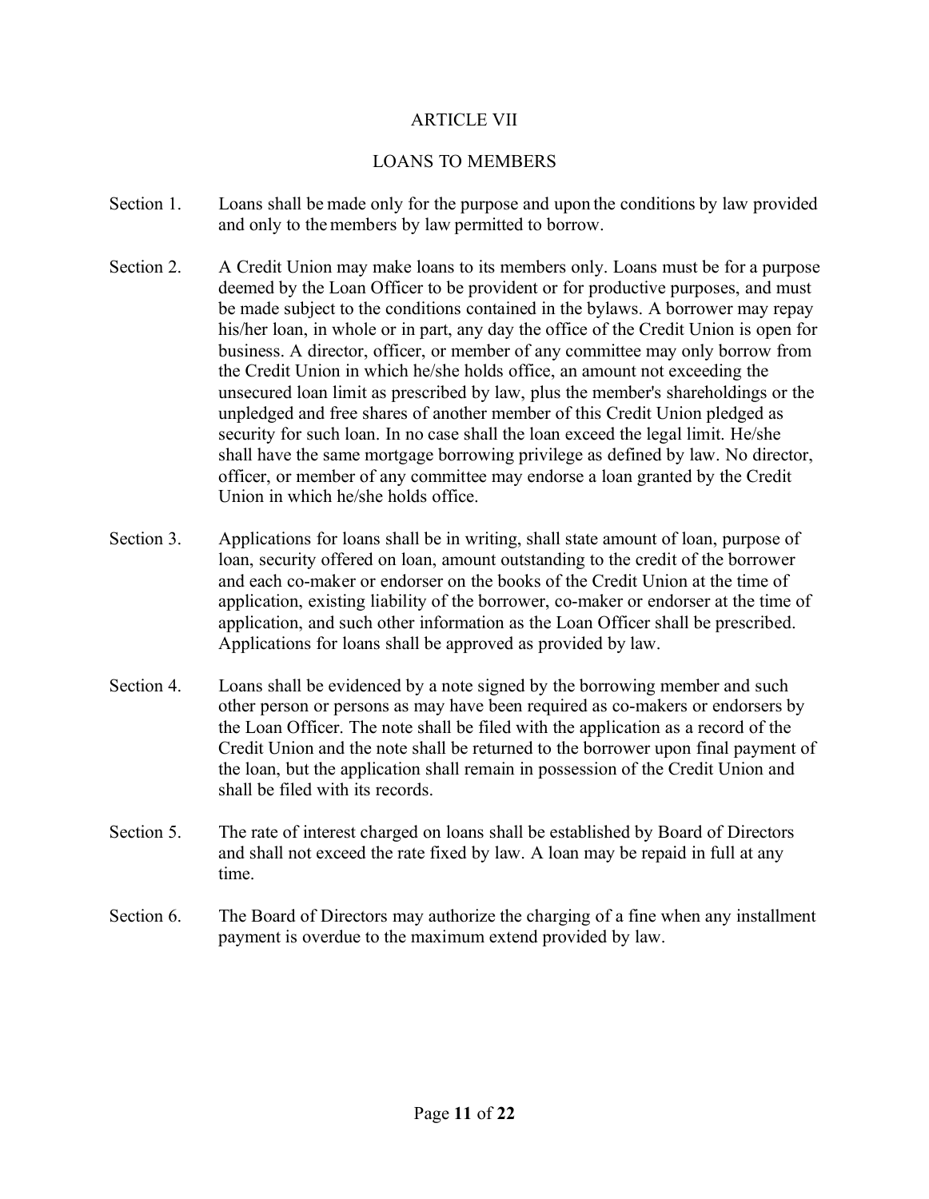## ARTICLE VII

## LOANS TO MEMBERS

Section 1. Loans shall be made only for the purpose and upon the conditions by law provided and only to the members by law permitted to borrow.

Section 2. A Credit Union may make loans to its members only. Loans must be for a purpose deemed by the Loan Officer to be provident or for productive purposes, and must be made subject to the conditions contained in the bylaws. A borrower may repay his/her loan, in whole or in part, any day the office of the Credit Union is open for business. A director, officer, or member of any committee may only borrow from the Credit Union in which he/she holds office, an amount not exceeding the unsecured loan limit as prescribed by law, plus the member's shareholdings or the unpledged and free shares of another member of this Credit Union pledged as security for such loan. In no case shall the loan exceed the legal limit. He/she shall have the same mortgage borrowing privilege as defined by law. No director, officer, or member of any committee may endorse a loan granted by the Credit Union in which he/she holds office.

Section 3. Applications for loans shall be in writing, shall state amount of loan, purpose of loan, security offered on loan, amount outstanding to the credit of the borrower and each co-maker or endorser on the books of the Credit Union at the time of application, existing liability of the borrower, co-maker or endorser at the time of application, and such other information as the Loan Officer shall be prescribed. Applications for loans shall be approved as provided by law.

Section 4. Loans shall be evidenced by a note signed by the borrowing member and such other person or persons as may have been required as co-makers or endorsers by the Loan Officer. The note shall be filed with the application as a record of the Credit Union and the note shall be returned to the borrower upon final payment of the loan, but the application shall remain in possession of the Credit Union and shall be filed with its records.

Section 5. The rate of interest charged on loans shall be established by Board of Directors and shall not exceed the rate fixed by law. A loan may be repaid in full at any time.

Section 6. The Board of Directors may authorize the charging of a fine when any installment payment is overdue to the maximum extend provided by law.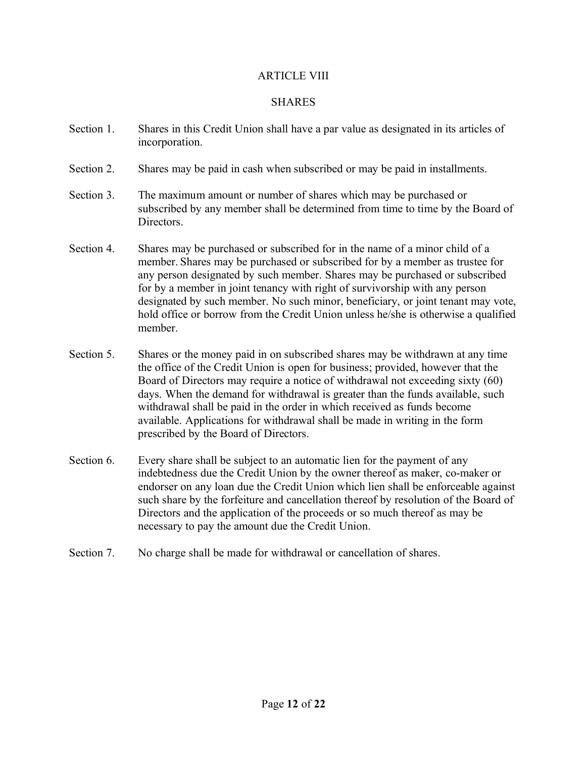## ARTICLE VIII

## SHARES

Section 1. Shares in this Credit Union shall have a par value as designated in its articles of incorporation.

Section 2. Shares may be paid in cash when subscribed or may be paid in installments.

Section 3. The maximum amount or number of shares which may be purchased or subscribed by any member shall be determined from time to time by the Board of Directors.

Section 4. Shares may be purchased or subscribed for in the name of a minor child of a member. Shares may be purchased or subscribed for by a member as trustee for any person designated by such member. Shares may be purchased or subscribed for by a member in joint tenancy with right of survivorship with any person designated by such member. No such minor, beneficiary, or joint tenant may vote, hold office or borrow from the Credit Union unless he/she is otherwise a qualified member.

Section 5. Shares or the money paid in on subscribed shares may be withdrawn at any time the office of the Credit Union is open for business; provided, however that the Board of Directors may require a notice of withdrawal not exceeding sixty (60) days. When the demand for withdrawal is greater than the funds available, such withdrawal shall be paid in the order in which received as funds become available. Applications for withdrawal shall be made in writing in the form prescribed by the Board of Directors.

Section 6. Every share shall be subject to an automatic lien for the payment of any indebtedness due the Credit Union by the owner thereof as maker, co-maker or endorser on any loan due the Credit Union which lien shall be enforceable against such share by the forfeiture and cancellation thereof by resolution of the Board of Directors and the application of the proceeds or so much thereof as may be necessary to pay the amount due the Credit Union.

Section 7. No charge shall be made for withdrawal or cancellation of shares.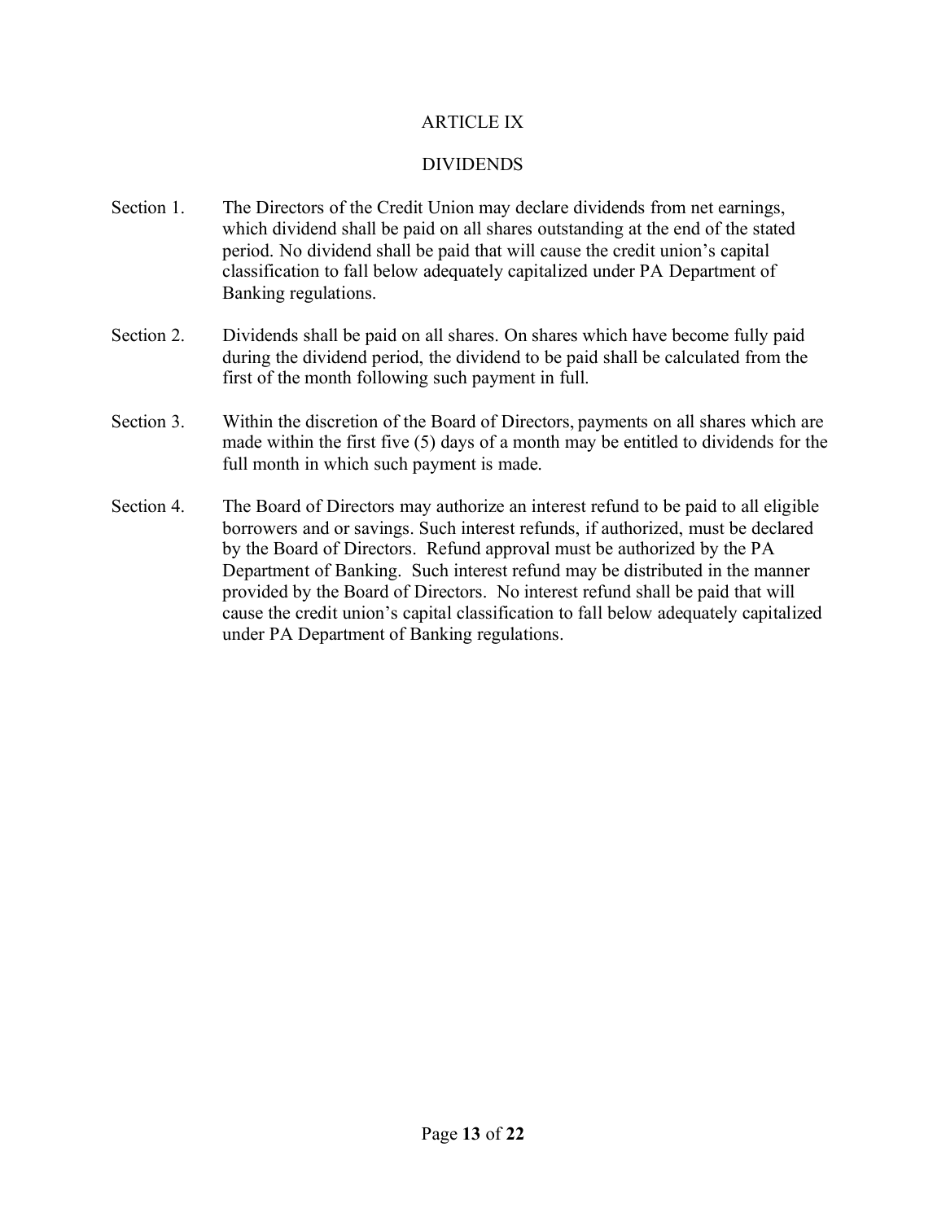# ARTICLE IX

## DIVIDENDS

Section 1. The Directors of the Credit Union may declare dividends from net earnings, which dividend shall be paid on all shares outstanding at the end of the stated period. No dividend shall be paid that will cause the credit union's capital classification to fall below adequately capitalized under PA Department of Banking regulations.

Section 2. Dividends shall be paid on all shares. On shares which have become fully paid during the dividend period, the dividend to be paid shall be calculated from the first of the month following such payment in full.

Section 3. Within the discretion of the Board of Directors, payments on all shares which are made within the first five (5) days of a month may be entitled to dividends for the full month in which such payment is made.

Section 4. The Board of Directors may authorize an interest refund to be paid to all eligible borrowers and or savings. Such interest refunds, if authorized, must be declared by the Board of Directors. Refund approval must be authorized by the PA Department of Banking. Such interest refund may be distributed in the manner provided by the Board of Directors. No interest refund shall be paid that will cause the credit union's capital classification to fall below adequately capitalized under PA Department of Banking regulations.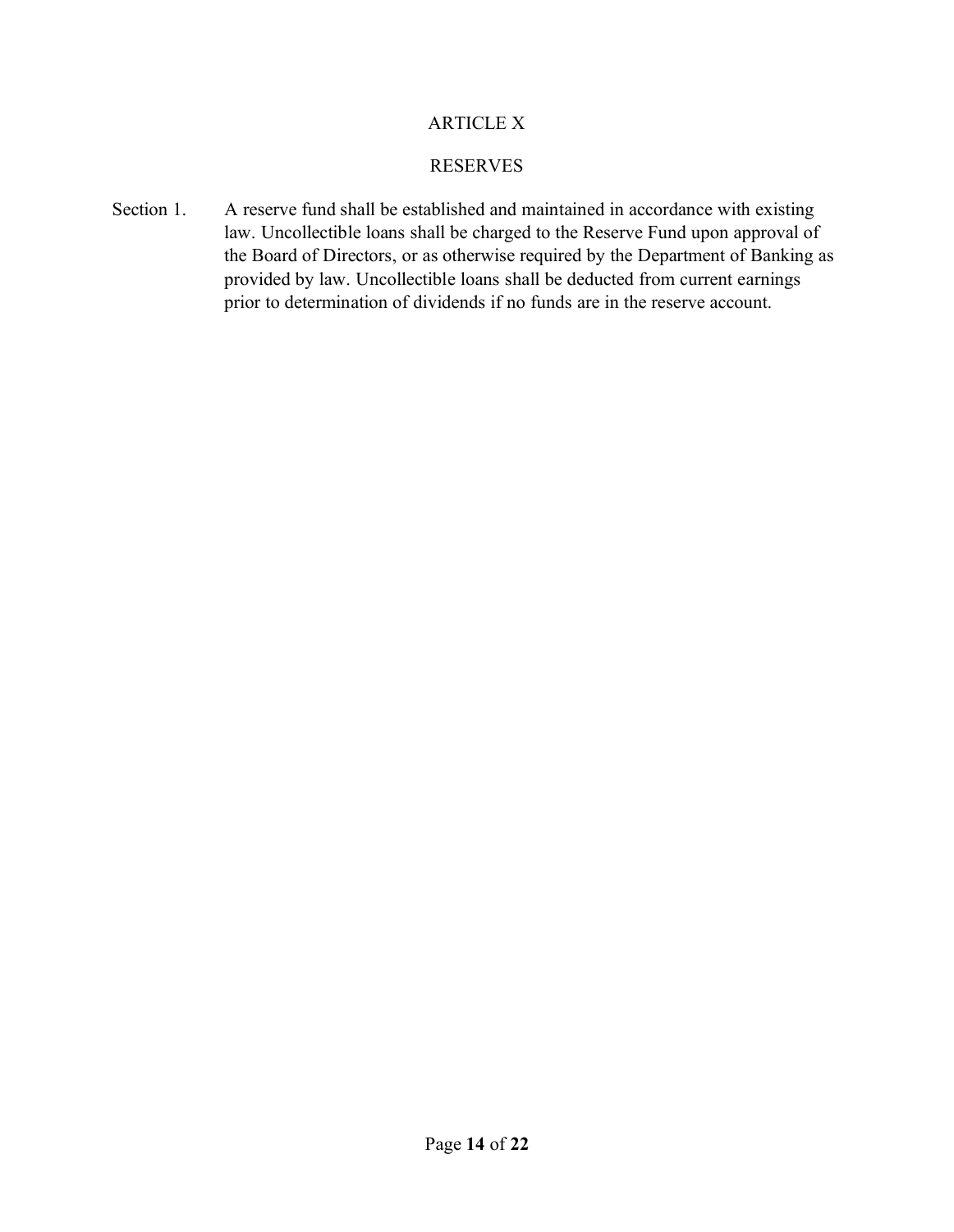# ARTICLE X

## RESERVES

Section 1. A reserve fund shall be established and maintained in accordance with existing law. Uncollectible loans shall be charged to the Reserve Fund upon approval of the Board of Directors, or as otherwise required by the Department of Banking as provided by law. Uncollectible loans shall be deducted from current earnings prior to determination of dividends if no funds are in the reserve account.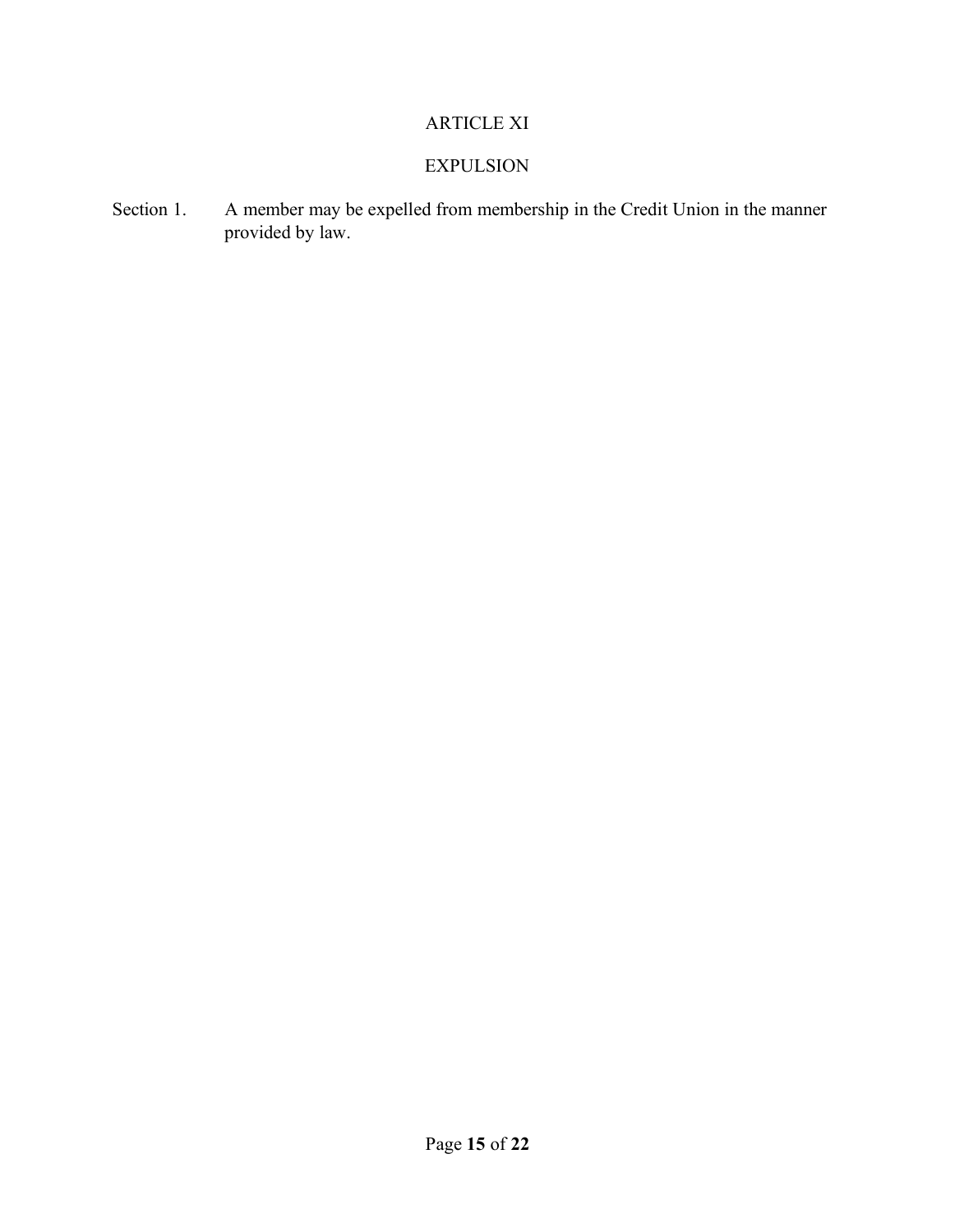# ARTICLE XI

## EXPULSION

Section 1. A member may be expelled from membership in the Credit Union in the manner provided by law.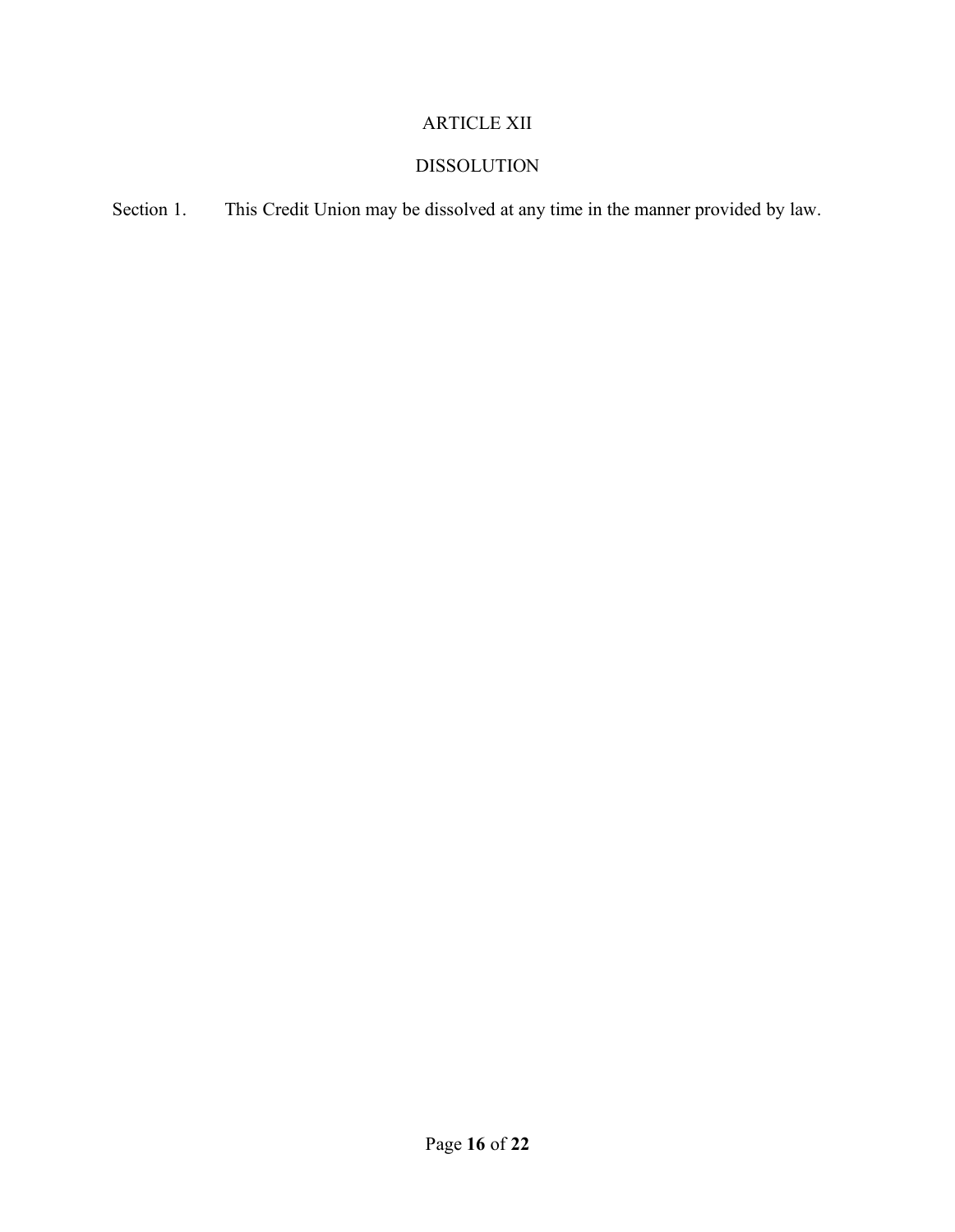## ARTICLE XII

## DISSOLUTION

Section 1. This Credit Union may be dissolved at any time in the manner provided by law.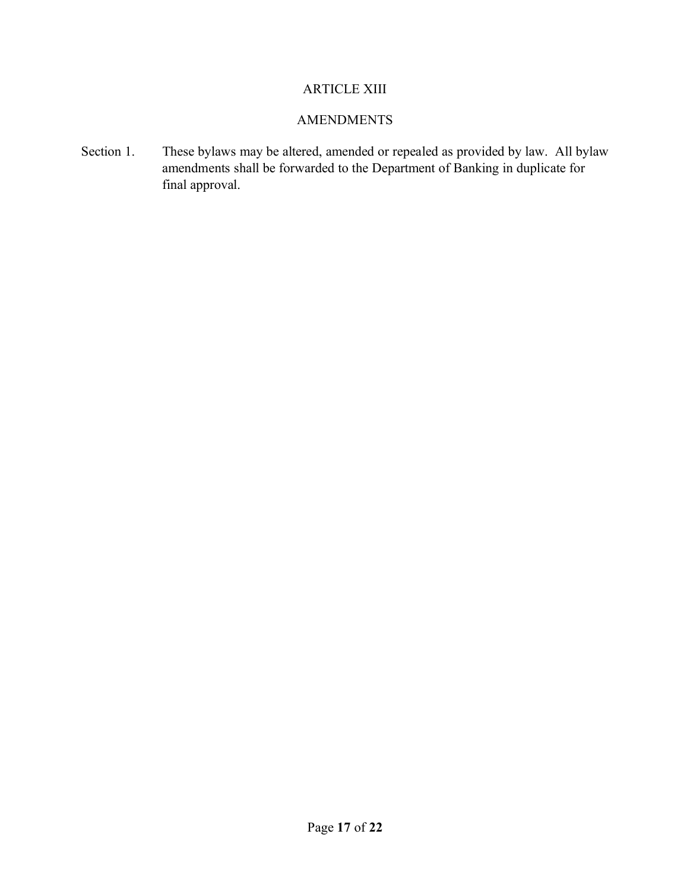# ARTICLE XIII

## AMENDMENTS

Section 1. These bylaws may be altered, amended or repealed as provided by law. All bylaw amendments shall be forwarded to the Department of Banking in duplicate for final approval.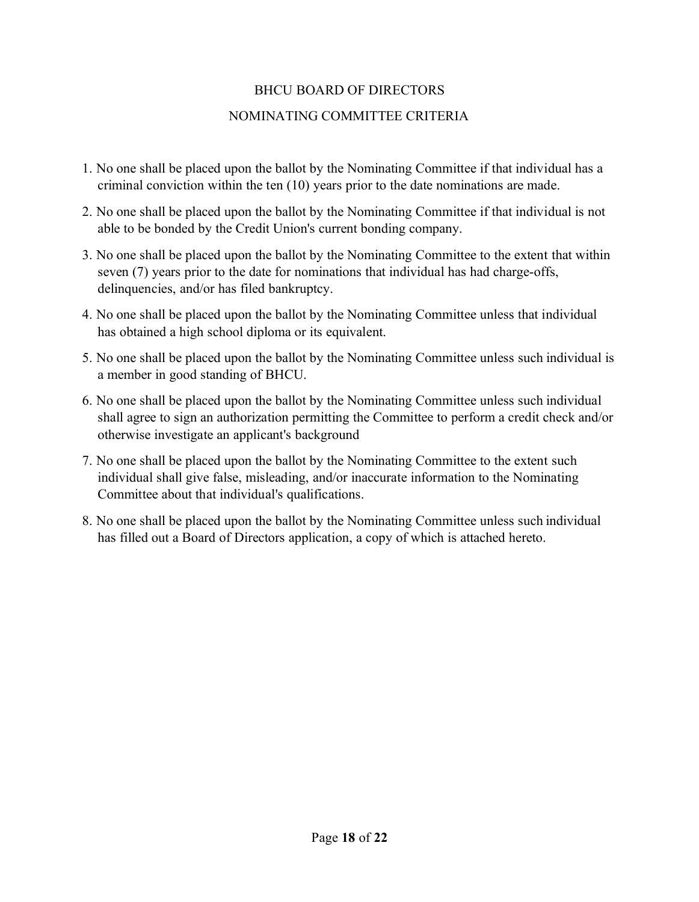# BHCU BOARD OF DIRECTORS

## NOMINATING COMMITTEE CRITERIA

1. No one shall be placed upon the ballot by the Nominating Committee if that individual has a criminal conviction within the ten (10) years prior to the date nominations are made.
2. No one shall be placed upon the ballot by the Nominating Committee if that individual is not able to be bonded by the Credit Union's current bonding company.
3. No one shall be placed upon the ballot by the Nominating Committee to the extent that within seven (7) years prior to the date for nominations that individual has had charge-offs, delinquencies, and/or has filed bankruptcy.
4. No one shall be placed upon the ballot by the Nominating Committee unless that individual has obtained a high school diploma or its equivalent.
5. No one shall be placed upon the ballot by the Nominating Committee unless such individual is a member in good standing of BHCU.
6. No one shall be placed upon the ballot by the Nominating Committee unless such individual shall agree to sign an authorization permitting the Committee to perform a credit check and/or otherwise investigate an applicant's background
7. No one shall be placed upon the ballot by the Nominating Committee to the extent such individual shall give false, misleading, and/or inaccurate information to the Nominating Committee about that individual's qualifications.
8. No one shall be placed upon the ballot by the Nominating Committee unless such individual has filled out a Board of Directors application, a copy of which is attached hereto.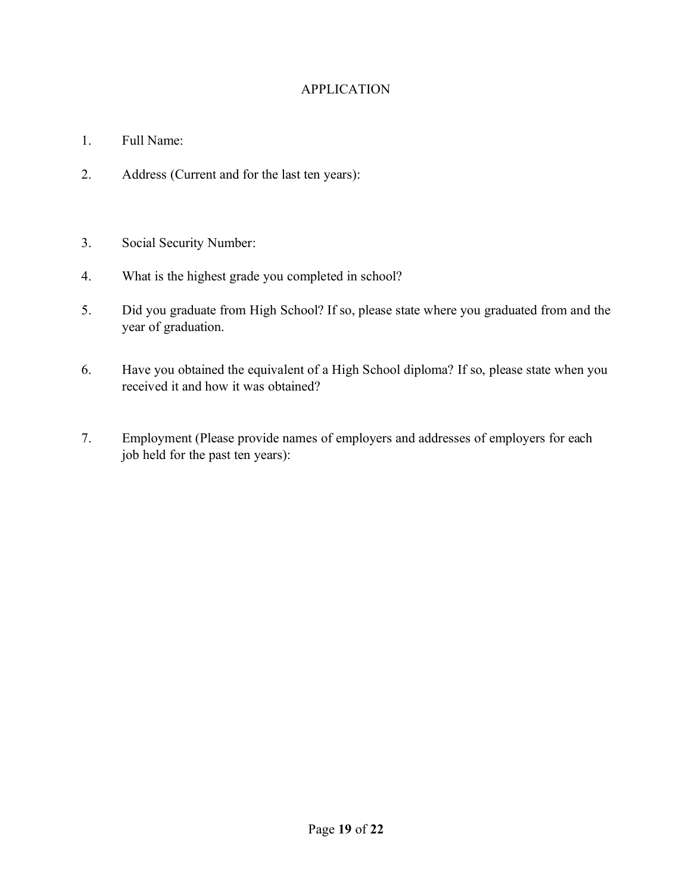# APPLICATION

1. Full Name:

2. Address (Current and for the last ten years):

3. Social Security Number:

4. What is the highest grade you completed in school?

5. Did you graduate from High School? If so, please state where you graduated from and the year of graduation.

6. Have you obtained the equivalent of a High School diploma? If so, please state when you received it and how it was obtained?

7. Employment (Please provide names of employers and addresses of employers for each job held for the past ten years):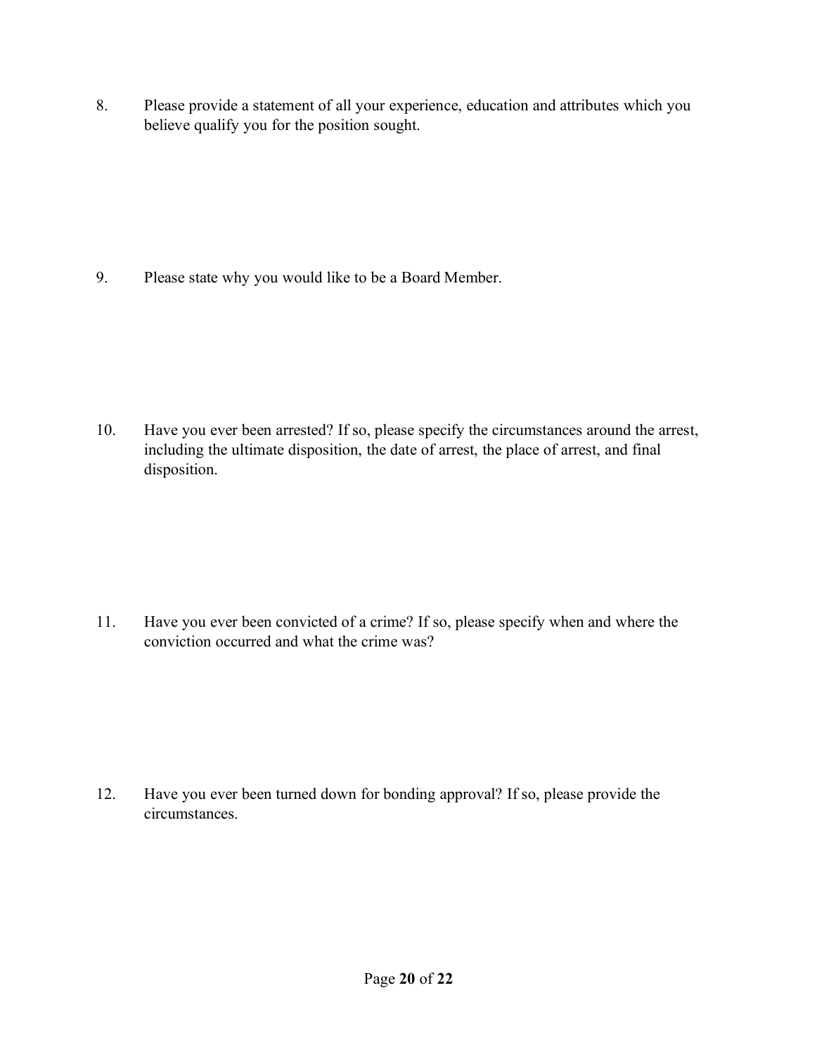8. Please provide a statement of all your experience, education and attributes which you believe qualify you for the position sought.

9. Please state why you would like to be a Board Member.

10. Have you ever been arrested? If so, please specify the circumstances around the arrest, including the ultimate disposition, the date of arrest, the place of arrest, and final disposition.

11. Have you ever been convicted of a crime? If so, please specify when and where the conviction occurred and what the crime was?

12. Have you ever been turned down for bonding approval? If so, please provide the circumstances.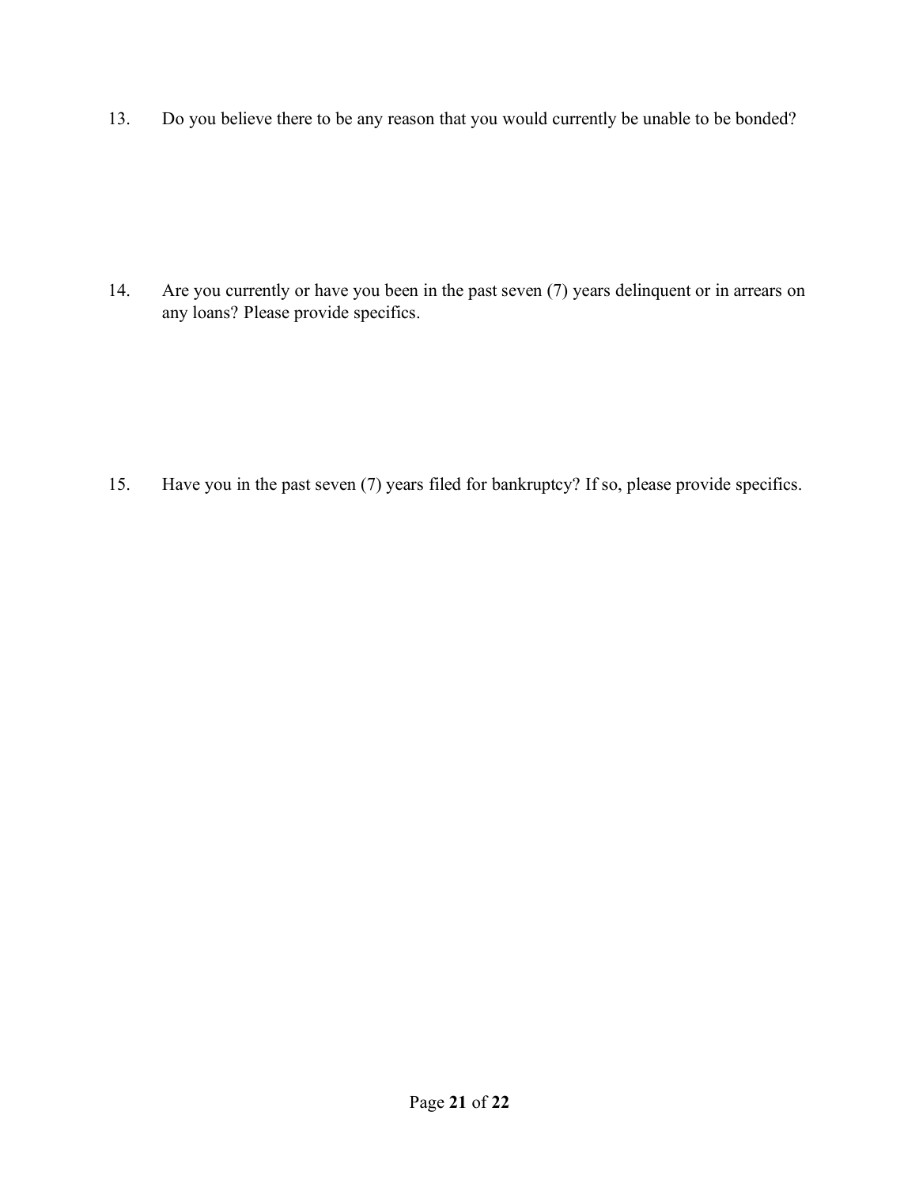13. Do you believe there to be any reason that you would currently be unable to be bonded?

14. Are you currently or have you been in the past seven (7) years delinquent or in arrears on any loans? Please provide specifics.

15. Have you in the past seven (7) years filed for bankruptcy? If so, please provide specifics.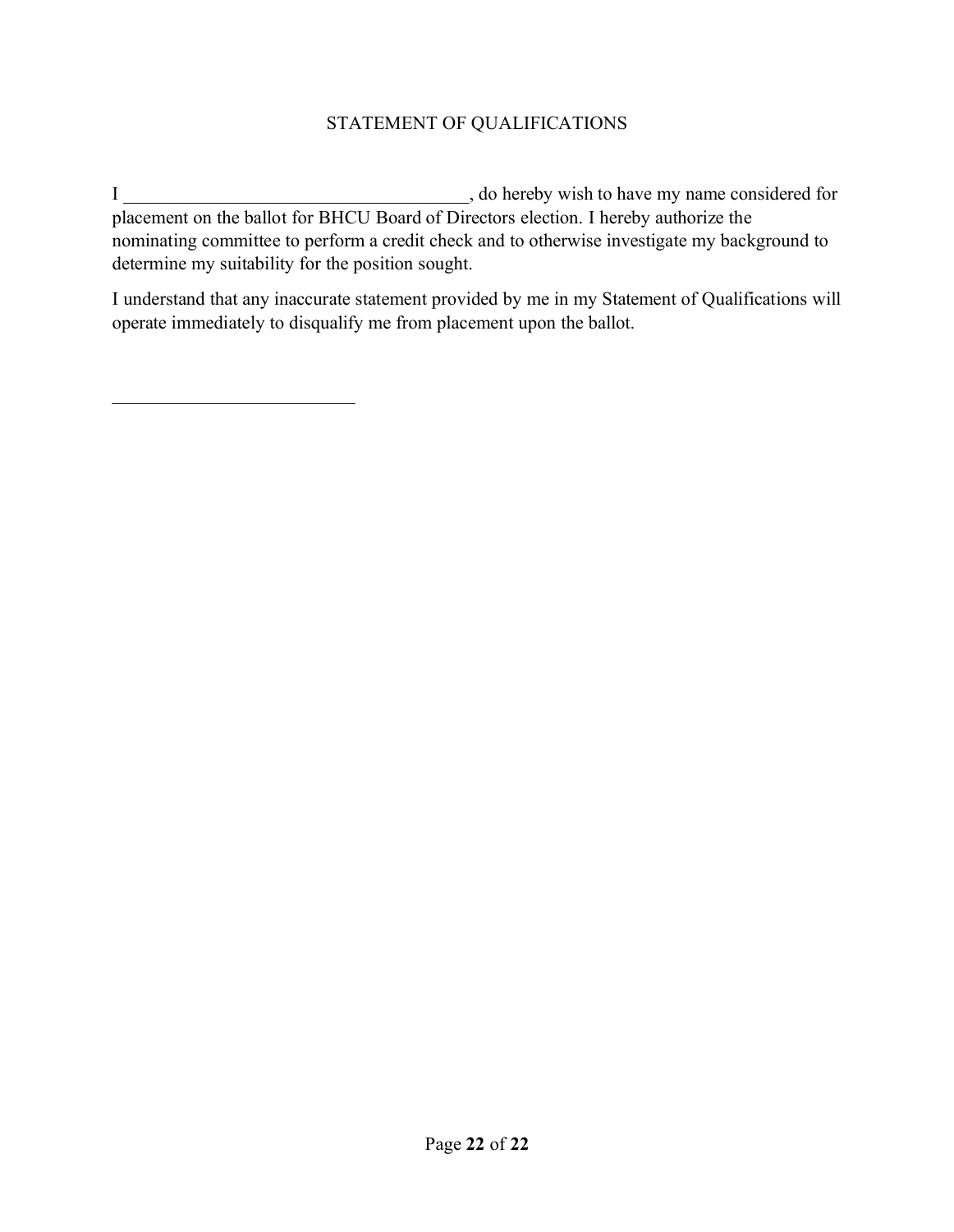## STATEMENT OF QUALIFICATIONS

I \_\_\_\_\_\_\_\_\_\_\_\_\_\_\_\_\_\_\_\_\_\_\_\_\_\_\_\_\_\_\_\_\_\_\_\_\_, do hereby wish to have my name considered for placement on the ballot for BHCU Board of Directors election. I hereby authorize the nominating committee to perform a credit check and to otherwise investigate my background to determine my suitability for the position sought.

I understand that any inaccurate statement provided by me in my Statement of Qualifications will operate immediately to disqualify me from placement upon the ballot.

\_\_\_\_\_\_\_\_\_\_\_\_\_\_\_\_\_\_\_\_\_\_\_\_\_\_